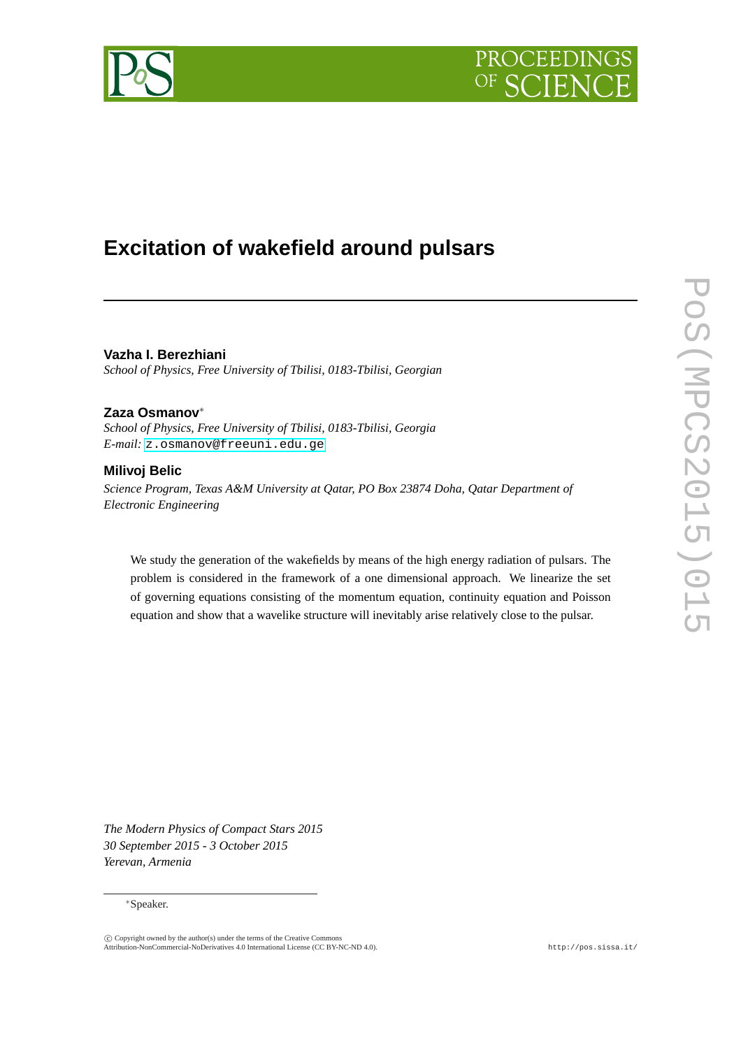# Excitation of wakefield around pulsars

**Vazha I. Berezhiani**
*School of Physics, Free University of Tbilisi, 0183-Tbilisi, Georgian*

**Zaza Osmanov**[∗]
*School of Physics, Free University of Tbilisi, 0183-Tbilisi, Georgia*
*E-mail:* z.osmanov@freeuni.edu.ge

**Milivoj Belic**
*Science Program, Texas A&M University at Qatar, PO Box 23874 Doha, Qatar Department of Electronic Engineering*

We study the generation of the wakefields by means of the high energy radiation of pulsars. The problem is considered in the framework of a one dimensional approach. We linearize the set of governing equations consisting of the momentum equation, continuity equation and Poisson equation and show that a wavelike structure will inevitably arise relatively close to the pulsar.

*The Modern Physics of Compact Stars 2015*
*30 September 2015 - 3 October 2015*
*Yerevan, Armenia*

[∗]Speaker.

© Copyright owned by the author(s) under the terms of the Creative Commons Attribution-NonCommercial-NoDerivatives 4.0 International License (CC BY-NC-ND 4.0).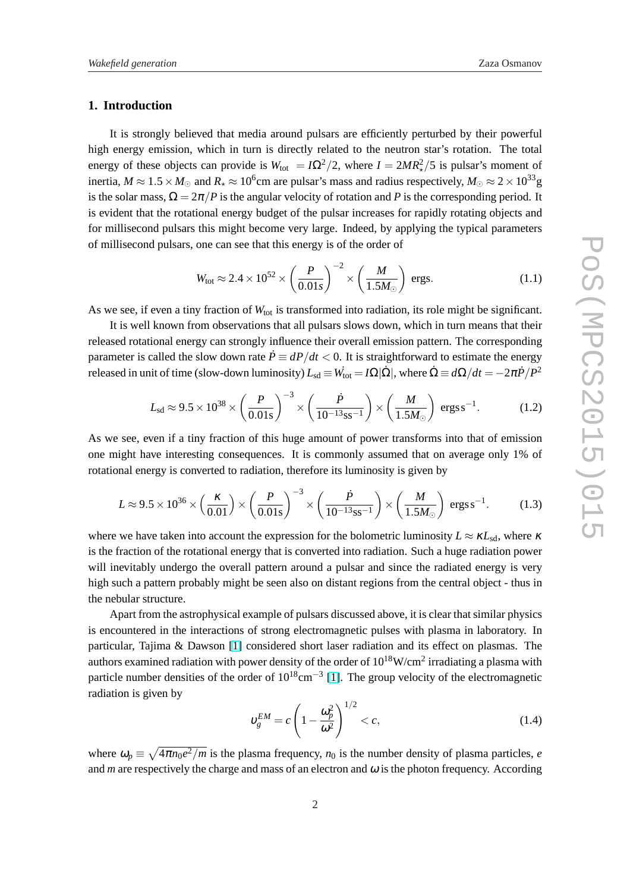## 1. Introduction

It is strongly believed that media around pulsars are efficiently perturbed by their powerful high energy emission, which in turn is directly related to the neutron star's rotation. The total energy of these objects can provide is $W_{\rm tot} = I\Omega^2/2$, where $I = 2MR_\star^2/5$ is pulsar's moment of inertia, $M \approx 1.5\times M_\odot$ and $R_\star \approx 10^6$cm are pulsar's mass and radius respectively, $M_\odot \approx 2\times 10^{33}$g is the solar mass, $\Omega = 2\pi/P$ is the angular velocity of rotation and $P$ is the corresponding period. It is evident that the rotational energy budget of the pulsar increases for rapidly rotating objects and for millisecond pulsars this might become very large. Indeed, by applying the typical parameters of millisecond pulsars, one can see that this energy is of the order of

$$W_{\rm tot} \approx 2.4\times 10^{52}\times\left(\frac{P}{0.01s}\right)^{-2}\times\left(\frac{M}{1.5M_\odot}\right) \text{ ergs}. \tag{1.1}$$

As we see, if even a tiny fraction of $W_{\rm tot}$ is transformed into radiation, its role might be significant.

It is well known from observations that all pulsars slows down, which in turn means that their released rotational energy can strongly influence their overall emission pattern. The corresponding parameter is called the slow down rate $\dot{P} \equiv dP/dt < 0$. It is straightforward to estimate the energy released in unit of time (slow-down luminosity) $L_{\rm sd} \equiv \dot{W_{\rm tot}} = I\Omega|\dot{\Omega}|$, where $\dot{\Omega} \equiv d\Omega/dt = -2\pi\dot{P}/P^2$

$$L_{\rm sd} \approx 9.5\times 10^{38}\times\left(\frac{P}{0.01{\rm s}}\right)^{-3}\times\left(\frac{\dot{P}}{10^{-13}{\rm ss}^{-1}}\right)\times\left(\frac{M}{1.5M_\odot}\right) \text{ ergs}\,{\rm s}^{-1}. \tag{1.2}$$

As we see, even if a tiny fraction of this huge amount of power transforms into that of emission one might have interesting consequences. It is commonly assumed that on average only 1% of rotational energy is converted to radiation, therefore its luminosity is given by

$$L \approx 9.5\times 10^{36}\times\left(\frac{\kappa}{0.01}\right)\times\left(\frac{P}{0.01{\rm s}}\right)^{-3}\times\left(\frac{\dot{P}}{10^{-13}{\rm ss}^{-1}}\right)\times\left(\frac{M}{1.5M_\odot}\right) \text{ ergs}\,{\rm s}^{-1}. \tag{1.3}$$

where we have taken into account the expression for the bolometric luminosity $L \approx \kappa L_{\rm sd}$, where $\kappa$ is the fraction of the rotational energy that is converted into radiation. Such a huge radiation power will inevitably undergo the overall pattern around a pulsar and since the radiated energy is very high such a pattern probably might be seen also on distant regions from the central object - thus in the nebular structure.

Apart from the astrophysical example of pulsars discussed above, it is clear that similar physics is encountered in the interactions of strong electromagnetic pulses with plasma in laboratory. In particular, Tajima & Dawson [1] considered short laser radiation and its effect on plasmas. The authors examined radiation with power density of the order of $10^{18}$W/cm$^2$ irradiating a plasma with particle number densities of the order of $10^{18}$cm$^{-3}$ [1]. The group velocity of the electromagnetic radiation is given by

$$\upsilon_g^{EM} = c\left(1-\frac{\omega_p^2}{\omega^2}\right)^{1/2} < c, \tag{1.4}$$

where $\omega_p \equiv \sqrt{4\pi n_0 e^2/m}$ is the plasma frequency, $n_0$ is the number density of plasma particles, $e$ and $m$ are respectively the charge and mass of an electron and $\omega$ is the photon frequency. According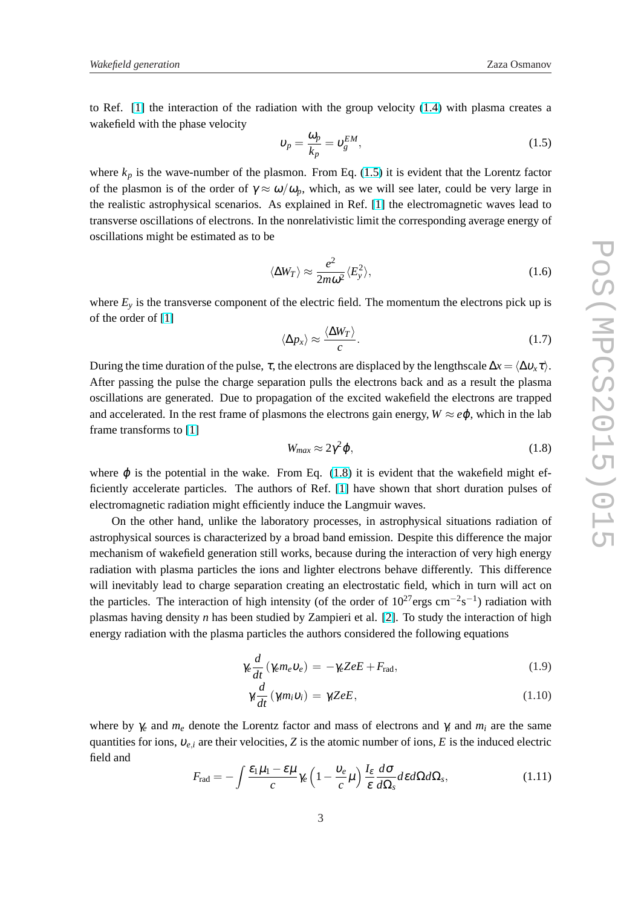to Ref. [1] the interaction of the radiation with the group velocity (1.4) with plasma creates a wakefield with the phase velocity

$$\upsilon_p = \frac{\omega_p}{k_p} = \upsilon_g^{EM}, \tag{1.5}$$

where $k_p$ is the wave-number of the plasmon. From Eq. (1.5) it is evident that the Lorentz factor of the plasmon is of the order of $\gamma \approx \omega/\omega_p$, which, as we will see later, could be very large in the realistic astrophysical scenarios. As explained in Ref. [1] the electromagnetic waves lead to transverse oscillations of electrons. In the nonrelativistic limit the corresponding average energy of oscillations might be estimated as to be

$$\langle \Delta W_T \rangle \approx \frac{e^2}{2m\omega^2}\langle E_y^2 \rangle, \tag{1.6}$$

where $E_y$ is the transverse component of the electric field. The momentum the electrons pick up is of the order of [1]

$$\langle \Delta p_x \rangle \approx \frac{\langle \Delta W_T \rangle}{c}. \tag{1.7}$$

During the time duration of the pulse, $\tau$, the electrons are displaced by the lengthscale $\Delta x = \langle \Delta \upsilon_x \tau \rangle$. After passing the pulse the charge separation pulls the electrons back and as a result the plasma oscillations are generated. Due to propagation of the excited wakefield the electrons are trapped and accelerated. In the rest frame of plasmons the electrons gain energy, $W \approx e\varphi$, which in the lab frame transforms to [1]

$$W_{max} \approx 2\gamma^2 \varphi, \tag{1.8}$$

where $\varphi$ is the potential in the wake. From Eq. (1.8) it is evident that the wakefield might efficiently accelerate particles. The authors of Ref. [1] have shown that short duration pulses of electromagnetic radiation might efficiently induce the Langmuir waves.

On the other hand, unlike the laboratory processes, in astrophysical situations radiation of astrophysical sources is characterized by a broad band emission. Despite this difference the major mechanism of wakefield generation still works, because during the interaction of very high energy radiation with plasma particles the ions and lighter electrons behave differently. This difference will inevitably lead to charge separation creating an electrostatic field, which in turn will act on the particles. The interaction of high intensity (of the order of $10^{27}$ergs cm$^{-2}$s$^{-1}$) radiation with plasmas having density $n$ has been studied by Zampieri et al. [2]. To study the interaction of high energy radiation with the plasma particles the authors considered the following equations

$$\gamma_e \frac{d}{dt}(\gamma_e m_e \upsilon_e) = -\gamma_e ZeE + F_{\rm rad}, \tag{1.9}$$

$$\gamma_i \frac{d}{dt}(\gamma_i m_i \upsilon_i) = \gamma_i ZeE, \tag{1.10}$$

where by $\gamma_e$ and $m_e$ denote the Lorentz factor and mass of electrons and $\gamma_i$ and $m_i$ are the same quantities for ions, $\upsilon_{e,i}$ are their velocities, $Z$ is the atomic number of ions, $E$ is the induced electric field and

$$F_{\rm rad} = -\int \frac{\varepsilon_1\mu_1 - \varepsilon\mu}{c}\gamma_e\left(1 - \frac{\upsilon_e}{c}\mu\right)\frac{I_\varepsilon}{\varepsilon}\frac{d\sigma}{d\Omega_s}d\varepsilon d\Omega d\Omega_s, \tag{1.11}$$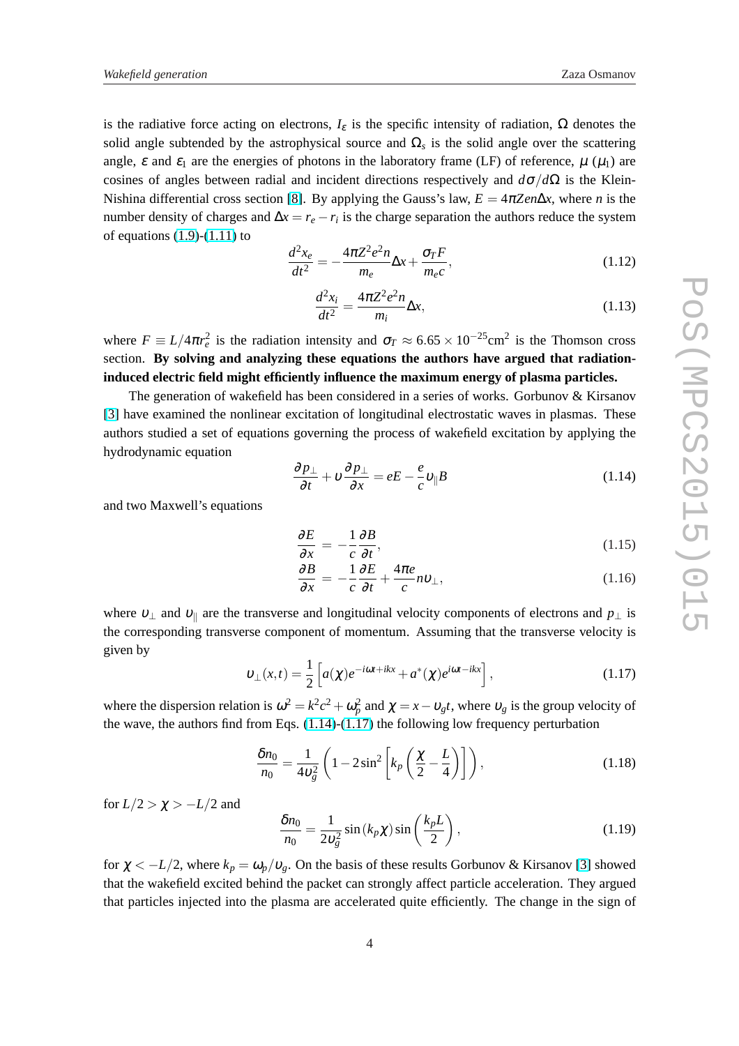is the radiative force acting on electrons, $I_\varepsilon$ is the specific intensity of radiation, $\Omega$ denotes the solid angle subtended by the astrophysical source and $\Omega_s$ is the solid angle over the scattering angle, $\varepsilon$ and $\varepsilon_1$ are the energies of photons in the laboratory frame (LF) of reference, $\mu$ ($\mu_1$) are cosines of angles between radial and incident directions respectively and $d\sigma/d\Omega$ is the Klein-Nishina differential cross section [8]. By applying the Gauss's law, $E = 4\pi Zen\Delta x$, where $n$ is the number density of charges and $\Delta x = r_e - r_i$ is the charge separation the authors reduce the system of equations (1.9)-(1.11) to

$$\frac{d^2x_e}{dt^2} = -\frac{4\pi Z^2e^2n}{m_e}\Delta x + \frac{\sigma_T F}{m_e c}, \tag{1.12}$$

$$\frac{d^2x_i}{dt^2} = \frac{4\pi Z^2e^2n}{m_i}\Delta x, \tag{1.13}$$

where $F \equiv L/4\pi r_e^2$ is the radiation intensity and $\sigma_T \approx 6.65\times 10^{-25}\mathrm{cm}^2$ is the Thomson cross section. **By solving and analyzing these equations the authors have argued that radiation-induced electric field might efficiently influence the maximum energy of plasma particles.**

The generation of wakefield has been considered in a series of works. Gorbunov & Kirsanov [3] have examined the nonlinear excitation of longitudinal electrostatic waves in plasmas. These authors studied a set of equations governing the process of wakefield excitation by applying the hydrodynamic equation

$$\frac{\partial p_\perp}{\partial t} + \upsilon\frac{\partial p_\perp}{\partial x} = eE - \frac{e}{c}\upsilon_\parallel B \tag{1.14}$$

and two Maxwell's equations

$$\frac{\partial E}{\partial x} = -\frac{1}{c}\frac{\partial B}{\partial t}, \tag{1.15}$$

$$\frac{\partial B}{\partial x} = -\frac{1}{c}\frac{\partial E}{\partial t} + \frac{4\pi e}{c}n\upsilon_\perp, \tag{1.16}$$

where $\upsilon_\perp$ and $\upsilon_\parallel$ are the transverse and longitudinal velocity components of electrons and $p_\perp$ is the corresponding transverse component of momentum. Assuming that the transverse velocity is given by

$$\upsilon_\perp(x,t) = \frac{1}{2}\left[a(\chi)e^{-i\omega t+ikx} + a^*(\chi)e^{i\omega t-ikx}\right], \tag{1.17}$$

where the dispersion relation is $\omega^2 = k^2c^2 + \omega_p^2$ and $\chi = x - \upsilon_g t$, where $\upsilon_g$ is the group velocity of the wave, the authors find from Eqs. (1.14)-(1.17) the following low frequency perturbation

$$\frac{\delta n_0}{n_0} = \frac{1}{4\upsilon_g^2}\left(1 - 2\sin^2\left[k_p\left(\frac{\chi}{2} - \frac{L}{4}\right)\right]\right), \tag{1.18}$$

for $L/2 > \chi > -L/2$ and

$$\frac{\delta n_0}{n_0} = \frac{1}{2\upsilon_g^2}\sin(k_p\chi)\sin\left(\frac{k_pL}{2}\right), \tag{1.19}$$

for $\chi < -L/2$, where $k_p = \omega_p/\upsilon_g$. On the basis of these results Gorbunov & Kirsanov [3] showed that the wakefield excited behind the packet can strongly affect particle acceleration. They argued that particles injected into the plasma are accelerated quite efficiently. The change in the sign of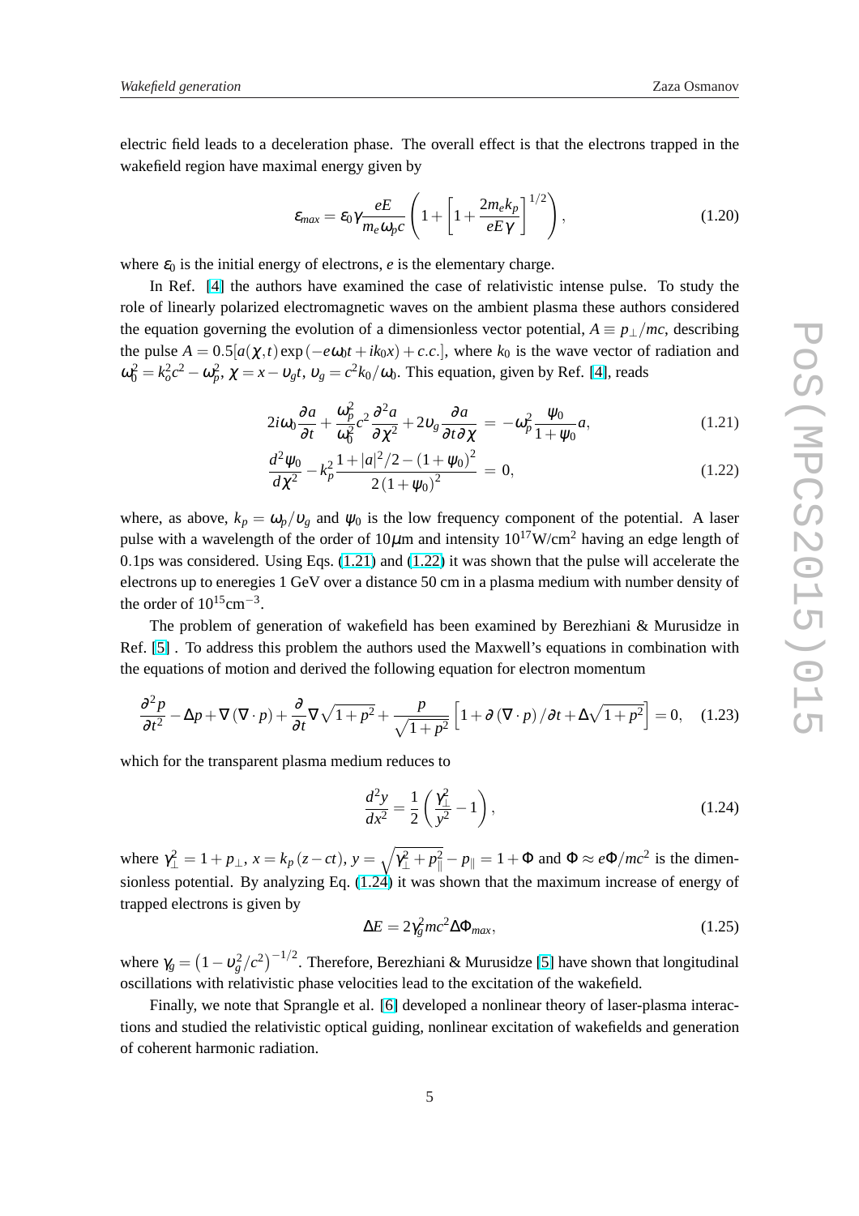electric field leads to a deceleration phase. The overall effect is that the electrons trapped in the wakefield region have maximal energy given by

$$\varepsilon_{max} = \varepsilon_0 \gamma \frac{eE}{m_e \omega_p c} \left( 1 + \left[ 1 + \frac{2m_e k_p}{eE\gamma} \right]^{1/2} \right), \tag{1.20}$$

where $\varepsilon_0$ is the initial energy of electrons, $e$ is the elementary charge.

In Ref. [4] the authors have examined the case of relativistic intense pulse. To study the role of linearly polarized electromagnetic waves on the ambient plasma these authors considered the equation governing the evolution of a dimensionless vector potential, $A \equiv p_\perp/mc$, describing the pulse $A = 0.5[a(\chi,t)\exp(-e\omega_0 t + ik_0 x) + c.c.]$, where $k_0$ is the wave vector of radiation and $\omega_0^2 = k_o^2 c^2 - \omega_p^2$, $\chi = x - \upsilon_g t$, $\upsilon_g = c^2 k_0/\omega_0$. This equation, given by Ref. [4], reads

$$2i\omega_0 \frac{\partial a}{\partial t} + \frac{\omega_p^2}{\omega_0^2} c^2 \frac{\partial^2 a}{\partial \chi^2} + 2\upsilon_g \frac{\partial a}{\partial t \partial \chi} = -\omega_p^2 \frac{\psi_0}{1+\psi_0} a, \tag{1.21}$$

$$\frac{d^2 \psi_0}{d\chi^2} - k_p^2 \frac{1 + |a|^2/2 - (1+\psi_0)^2}{2(1+\psi_0)^2} = 0, \tag{1.22}$$

where, as above, $k_p = \omega_p/\upsilon_g$ and $\psi_0$ is the low frequency component of the potential. A laser pulse with a wavelength of the order of $10\mu$m and intensity $10^{17}$W/cm$^2$ having an edge length of 0.1ps was considered. Using Eqs. (1.21) and (1.22) it was shown that the pulse will accelerate the electrons up to eneregies 1 GeV over a distance 50 cm in a plasma medium with number density of the order of $10^{15}$cm$^{-3}$.

The problem of generation of wakefield has been examined by Berezhiani & Murusidze in Ref. [5] . To address this problem the authors used the Maxwell's equations in combination with the equations of motion and derived the following equation for electron momentum

$$\frac{\partial^2 p}{\partial t^2} - \Delta p + \nabla(\nabla \cdot p) + \frac{\partial}{\partial t} \nabla \sqrt{1+p^2} + \frac{p}{\sqrt{1+p^2}} \left[ 1 + \partial(\nabla \cdot p)/\partial t + \Delta \sqrt{1+p^2} \right] = 0, \tag{1.23}$$

which for the transparent plasma medium reduces to

$$\frac{d^2 y}{dx^2} = \frac{1}{2} \left( \frac{\gamma_\perp^2}{y^2} - 1 \right), \tag{1.24}$$

where $\gamma_\perp^2 = 1 + p_\perp$, $x = k_p(z - ct)$, $y = \sqrt{\gamma_\perp^2 + p_\parallel^2} - p_\parallel = 1 + \Phi$ and $\Phi \approx e\Phi/mc^2$ is the dimensionless potential. By analyzing Eq. (1.24) it was shown that the maximum increase of energy of trapped electrons is given by

$$\Delta E = 2\gamma_g^2 mc^2 \Delta\Phi_{max}, \tag{1.25}$$

where $\gamma_g = \left(1 - \upsilon_g^2/c^2\right)^{-1/2}$. Therefore, Berezhiani & Murusidze [5] have shown that longitudinal oscillations with relativistic phase velocities lead to the excitation of the wakefield.

Finally, we note that Sprangle et al. [6] developed a nonlinear theory of laser-plasma interactions and studied the relativistic optical guiding, nonlinear excitation of wakefields and generation of coherent harmonic radiation.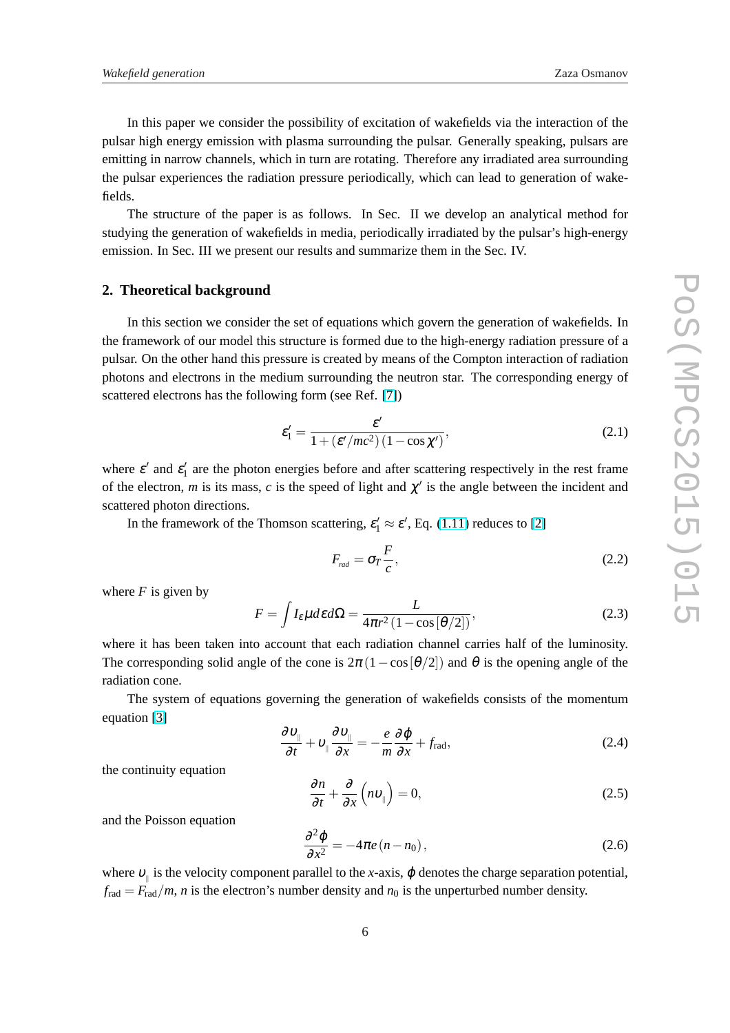In this paper we consider the possibility of excitation of wakefields via the interaction of the pulsar high energy emission with plasma surrounding the pulsar. Generally speaking, pulsars are emitting in narrow channels, which in turn are rotating. Therefore any irradiated area surrounding the pulsar experiences the radiation pressure periodically, which can lead to generation of wakefields.

The structure of the paper is as follows. In Sec. II we develop an analytical method for studying the generation of wakefields in media, periodically irradiated by the pulsar's high-energy emission. In Sec. III we present our results and summarize them in the Sec. IV.

## 2. Theoretical background

In this section we consider the set of equations which govern the generation of wakefields. In the framework of our model this structure is formed due to the high-energy radiation pressure of a pulsar. On the other hand this pressure is created by means of the Compton interaction of radiation photons and electrons in the medium surrounding the neutron star. The corresponding energy of scattered electrons has the following form (see Ref. [7])

$$\varepsilon_1' = \frac{\varepsilon'}{1+(\varepsilon'/mc^2)(1-\cos\chi')}, \tag{2.1}$$

where $\varepsilon'$ and $\varepsilon_1'$ are the photon energies before and after scattering respectively in the rest frame of the electron, $m$ is its mass, $c$ is the speed of light and $\chi'$ is the angle between the incident and scattered photon directions.

In the framework of the Thomson scattering, $\varepsilon_1' \approx \varepsilon'$, Eq. (1.11) reduces to [2]

$$F_{rad} = \sigma_T \frac{F}{c}, \tag{2.2}$$

where $F$ is given by

$$F = \int I_\varepsilon \mu d\varepsilon d\Omega = \frac{L}{4\pi r^2 (1-\cos[\theta/2])}, \tag{2.3}$$

where it has been taken into account that each radiation channel carries half of the luminosity. The corresponding solid angle of the cone is $2\pi(1-\cos[\theta/2])$ and $\theta$ is the opening angle of the radiation cone.

The system of equations governing the generation of wakefields consists of the momentum equation [3]

$$\frac{\partial \upsilon_{\parallel}}{\partial t} + \upsilon_{\parallel}\frac{\partial \upsilon_{\parallel}}{\partial x} = -\frac{e}{m}\frac{\partial \phi}{\partial x} + f_{\rm rad}, \tag{2.4}$$

the continuity equation

$$\frac{\partial n}{\partial t} + \frac{\partial}{\partial x}\left(n\upsilon_{\parallel}\right) = 0, \tag{2.5}$$

and the Poisson equation

$$\frac{\partial^2 \phi}{\partial x^2} = -4\pi e (n - n_0), \tag{2.6}$$

where $\upsilon_{\parallel}$ is the velocity component parallel to the $x$-axis, $\phi$ denotes the charge separation potential, $f_{\rm rad} = F_{\rm rad}/m$, $n$ is the electron's number density and $n_0$ is the unperturbed number density.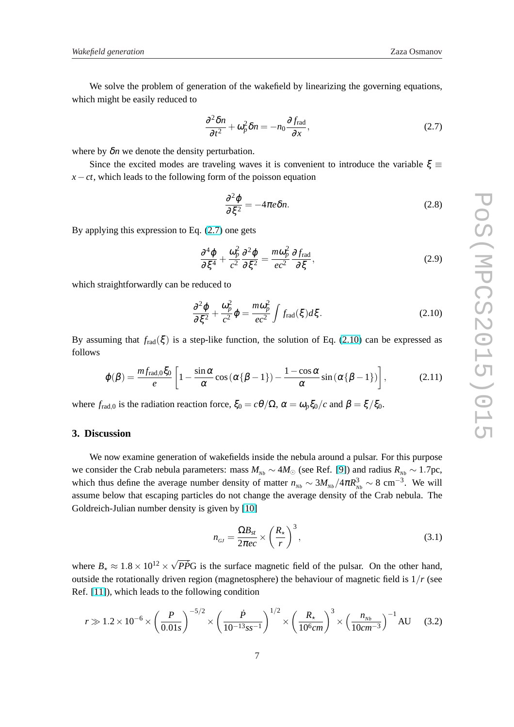We solve the problem of generation of the wakefield by linearizing the governing equations, which might be easily reduced to

$$\frac{\partial^2 \delta n}{\partial t^2} + \omega_p^2 \delta n = -n_0 \frac{\partial f_{\rm rad}}{\partial x}, \tag{2.7}$$

where by $\delta n$ we denote the density perturbation.

Since the excited modes are traveling waves it is convenient to introduce the variable $\xi \equiv x - ct$, which leads to the following form of the poisson equation

$$\frac{\partial^2 \phi}{\partial \xi^2} = -4\pi e \delta n. \tag{2.8}$$

By applying this expression to Eq. (2.7) one gets

$$\frac{\partial^4 \phi}{\partial \xi^4} + \frac{\omega_p^2}{c^2}\frac{\partial^2 \phi}{\partial \xi^2} = \frac{m\omega_p^2}{ec^2}\frac{\partial f_{\rm rad}}{\partial \xi}, \tag{2.9}$$

which straightforwardly can be reduced to

$$\frac{\partial^2 \phi}{\partial \xi^2} + \frac{\omega_p^2}{c^2}\phi = \frac{m\omega_p^2}{ec^2}\int f_{\rm rad}(\xi)d\xi. \tag{2.10}$$

By assuming that $f_{\rm rad}(\xi)$ is a step-like function, the solution of Eq. (2.10) can be expressed as follows

$$\phi(\beta) = \frac{m f_{\rm rad,0}\xi_0}{e}\left[1 - \frac{\sin\alpha}{\alpha}\cos\left(\alpha\{\beta-1\}\right) - \frac{1-\cos\alpha}{\alpha}\sin\left(\alpha\{\beta-1\}\right)\right], \tag{2.11}$$

where $f_{\rm rad,0}$ is the radiation reaction force, $\xi_0 = c\theta/\Omega$, $\alpha = \omega_p\xi_0/c$ and $\beta = \xi/\xi_0$.

## 3. Discussion

We now examine generation of wakefields inside the nebula around a pulsar. For this purpose we consider the Crab nebula parameters: mass $M_{Nb} \sim 4M_{\odot}$ (see Ref. [9]) and radius $R_{Nb} \sim 1.7$pc, which thus define the average number density of matter $n_{Nb} \sim 3M_{Nb}/4\pi R_{Nb}^3 \sim 8$ cm$^{-3}$. We will assume below that escaping particles do not change the average density of the Crab nebula. The Goldreich-Julian number density is given by [10]

$$n_{GJ} = \frac{\Omega B_{st}}{2\pi e c} \times \left(\frac{R_\star}{r}\right)^3, \tag{3.1}$$

where $B_\star \approx 1.8\times 10^{12}\times\sqrt{P\dot{P}}$G is the surface magnetic field of the pulsar. On the other hand, outside the rotationally driven region (magnetosphere) the behaviour of magnetic field is $1/r$ (see Ref. [11]), which leads to the following condition

$$r \gg 1.2\times 10^{-6}\times\left(\frac{P}{0.01s}\right)^{-5/2}\times\left(\frac{\dot{P}}{10^{-13}ss^{-1}}\right)^{1/2}\times\left(\frac{R_\star}{10^6 cm}\right)^3\times\left(\frac{n_{Nb}}{10cm^{-3}}\right)^{-1}\text{AU} \tag{3.2}$$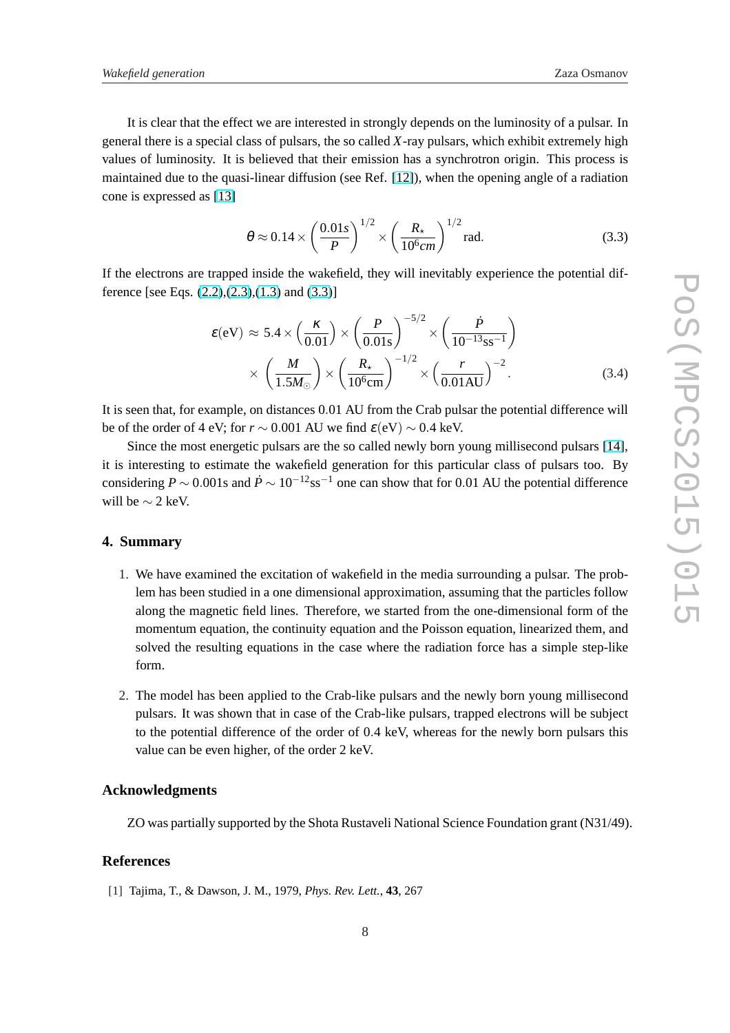It is clear that the effect we are interested in strongly depends on the luminosity of a pulsar. In general there is a special class of pulsars, the so called $X$-ray pulsars, which exhibit extremely high values of luminosity. It is believed that their emission has a synchrotron origin. This process is maintained due to the quasi-linear diffusion (see Ref. [12]), when the opening angle of a radiation cone is expressed as [13]

$$\theta \approx 0.14 \times \left(\frac{0.01s}{P}\right)^{1/2} \times \left(\frac{R_\star}{10^6 cm}\right)^{1/2} \text{rad}. \tag{3.3}$$

If the electrons are trapped inside the wakefield, they will inevitably experience the potential difference [see Eqs. (2.2),(2.3),(1.3) and (3.3)]

$$\begin{aligned}\varepsilon(\text{eV}) \approx\ & 5.4 \times \left(\frac{\kappa}{0.01}\right) \times \left(\frac{P}{0.01\text{s}}\right)^{-5/2} \times \left(\frac{\dot{P}}{10^{-13}\text{ss}^{-1}}\right) \\ & \times \left(\frac{M}{1.5 M_\odot}\right) \times \left(\frac{R_\star}{10^6 \text{cm}}\right)^{-1/2} \times \left(\frac{r}{0.01\text{AU}}\right)^{-2}.\end{aligned} \tag{3.4}$$

It is seen that, for example, on distances 0.01 AU from the Crab pulsar the potential difference will be of the order of 4 eV; for $r \sim 0.001$ AU we find $\varepsilon(\text{eV}) \sim 0.4$ keV.

Since the most energetic pulsars are the so called newly born young millisecond pulsars [14], it is interesting to estimate the wakefield generation for this particular class of pulsars too. By considering $P \sim 0.001$s and $\dot{P} \sim 10^{-12}\text{ss}^{-1}$ one can show that for 0.01 AU the potential difference will be $\sim 2$ keV.

## 4. Summary

1. We have examined the excitation of wakefield in the media surrounding a pulsar. The problem has been studied in a one dimensional approximation, assuming that the particles follow along the magnetic field lines. Therefore, we started from the one-dimensional form of the momentum equation, the continuity equation and the Poisson equation, linearized them, and solved the resulting equations in the case where the radiation force has a simple step-like form.

2. The model has been applied to the Crab-like pulsars and the newly born young millisecond pulsars. It was shown that in case of the Crab-like pulsars, trapped electrons will be subject to the potential difference of the order of 0.4 keV, whereas for the newly born pulsars this value can be even higher, of the order 2 keV.

## Acknowledgments

ZO was partially supported by the Shota Rustaveli National Science Foundation grant (N31/49).

## References

[1] Tajima, T., & Dawson, J. M., 1979, *Phys. Rev. Lett.*, **43**, 267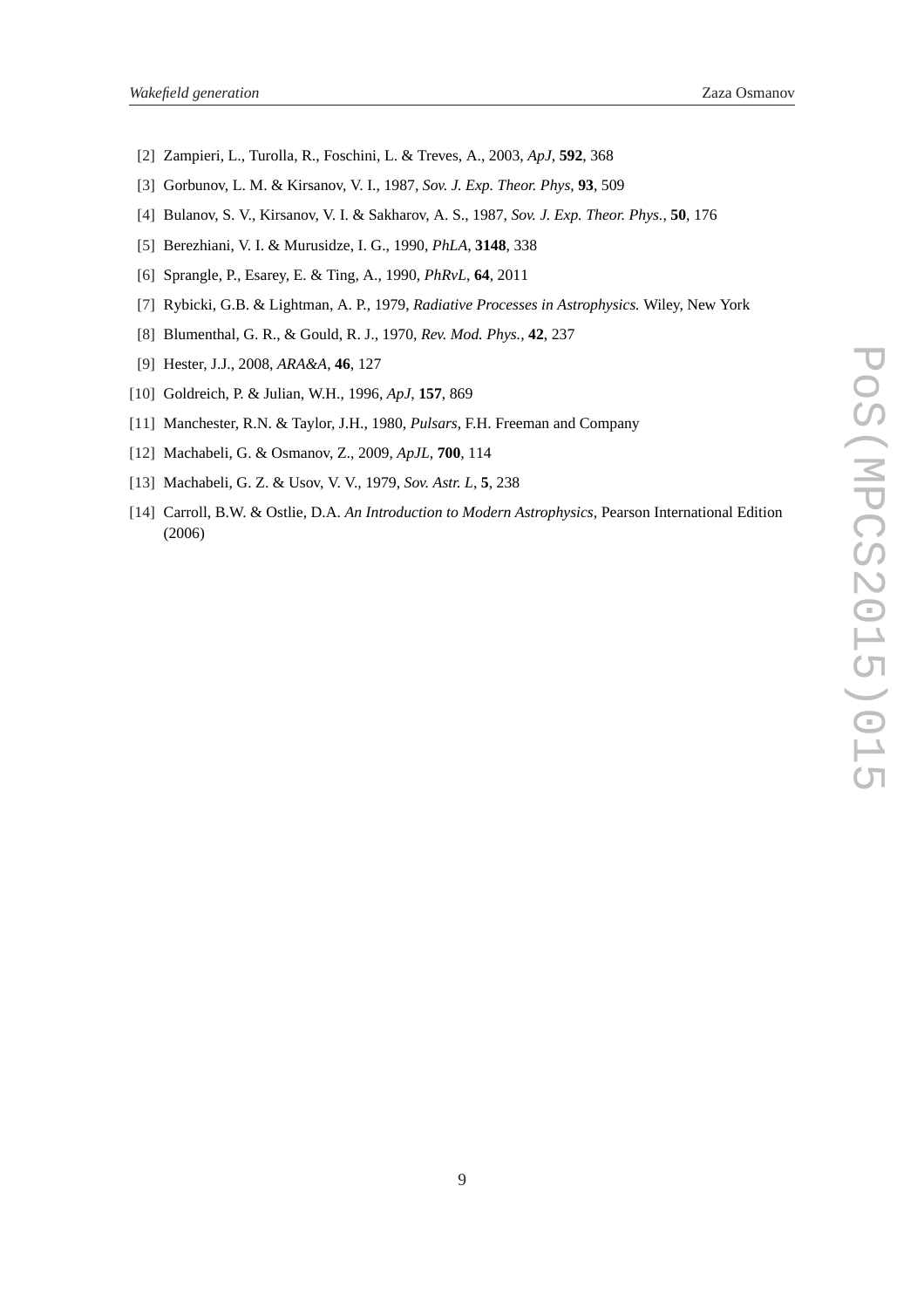[2] Zampieri, L., Turolla, R., Foschini, L. & Treves, A., 2003, *ApJ*, **592**, 368

[3] Gorbunov, L. M. & Kirsanov, V. I., 1987, *Sov. J. Exp. Theor. Phys*, **93**, 509

[4] Bulanov, S. V., Kirsanov, V. I. & Sakharov, A. S., 1987, *Sov. J. Exp. Theor. Phys.*, **50**, 176

[5] Berezhiani, V. I. & Murusidze, I. G., 1990, *PhLA*, **3148**, 338

[6] Sprangle, P., Esarey, E. & Ting, A., 1990, *PhRvL*, **64**, 2011

[7] Rybicki, G.B. & Lightman, A. P., 1979, *Radiative Processes in Astrophysics.* Wiley, New York

[8] Blumenthal, G. R., & Gould, R. J., 1970, *Rev. Mod. Phys.*, **42**, 237

[9] Hester, J.J., 2008, *ARA&A*, **46**, 127

[10] Goldreich, P. & Julian, W.H., 1996, *ApJ*, **157**, 869

[11] Manchester, R.N. & Taylor, J.H., 1980, *Pulsars*, F.H. Freeman and Company

[12] Machabeli, G. & Osmanov, Z., 2009, *ApJL*, **700**, 114

[13] Machabeli, G. Z. & Usov, V. V., 1979, *Sov. Astr. L*, **5**, 238

[14] Carroll, B.W. & Ostlie, D.A. *An Introduction to Modern Astrophysics*, Pearson International Edition (2006)